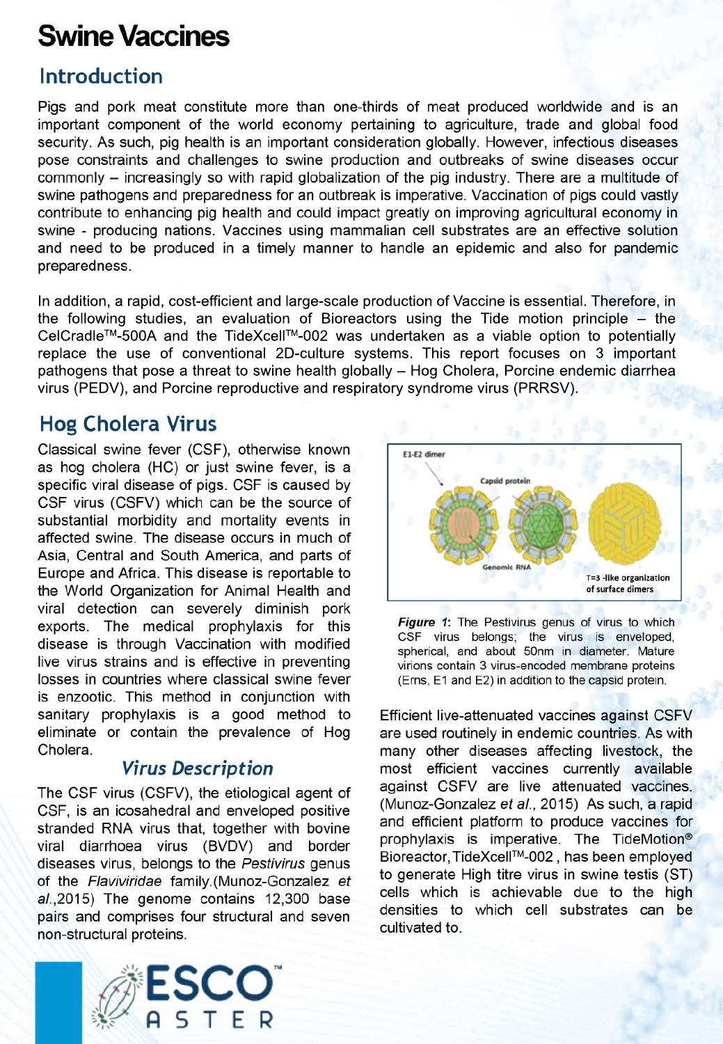# Swine Vaccines

## Introduction

Pigs and pork meat constitute more than one-thirds of meat produced worldwide and is an important component of the world economy pertaining to agriculture, trade and global food security. As such, pig health is an important consideration globally. However, infectious diseases pose constraints and challenges to swine production and outbreaks of swine diseases occur commonly – increasingly so with rapid globalization of the pig industry. There are a multitude of swine pathogens and preparedness for an outbreak is imperative. Vaccination of pigs could vastly contribute to enhancing pig health and could impact greatly on improving agricultural economy in swine - producing nations. Vaccines using mammalian cell substrates are an effective solution and need to be produced in a timely manner to handle an epidemic and also for pandemic preparedness.

In addition, a rapid, cost-efficient and large-scale production of Vaccine is essential. Therefore, in the following studies, an evaluation of Bioreactors using the Tide motion principle – the CelCradle™-500A and the TideXcell™-002 was undertaken as a viable option to potentially replace the use of conventional 2D-culture systems. This report focuses on 3 important pathogens that pose a threat to swine health globally – Hog Cholera, Porcine endemic diarrhea virus (PEDV), and Porcine reproductive and respiratory syndrome virus (PRRSV).

## Hog Cholera Virus

Classical swine fever (CSF), otherwise known as hog cholera (HC) or just swine fever, is a specific viral disease of pigs. CSF is caused by CSF virus (CSFV) which can be the source of substantial morbidity and mortality events in affected swine. The disease occurs in much of Asia, Central and South America, and parts of Europe and Africa. This disease is reportable to the World Organization for Animal Health and viral detection can severely diminish pork exports. The medical prophylaxis for this disease is through Vaccination with modified live virus strains and is effective in preventing losses in countries where classical swine fever is enzootic. This method in conjunction with sanitary prophylaxis is a good method to eliminate or contain the prevalence of Hog Cholera.

### *Virus Description*

The CSF virus (CSFV), the etiological agent of CSF, is an icosahedral and enveloped positive stranded RNA virus that, together with bovine viral diarrhoea virus (BVDV) and border diseases virus, belongs to the *Pestivirus* genus of the *Flaviviridae* family.(Munoz-Gonzalez *et al.*,2015) The genome contains 12,300 base pairs and comprises four structural and seven non-structural proteins.

***Figure 1***: The Pestivirus genus of virus to which CSF virus belongs; the virus is enveloped, spherical, and about 50nm in diameter. Mature virions contain 3 virus-encoded membrane proteins (Erns, E1 and E2) in addition to the capsid protein.

Efficient live-attenuated vaccines against CSFV are used routinely in endemic countries. As with many other diseases affecting livestock, the most efficient vaccines currently available against CSFV are live attenuated vaccines. (Munoz-Gonzalez *et al.*, 2015) As such, a rapid and efficient platform to produce vaccines for prophylaxis is imperative. The TideMotion® Bioreactor, TideXcell™-002 , has been employed to generate High titre virus in swine testis (ST) cells which is achievable due to the high densities to which cell substrates can be cultivated to.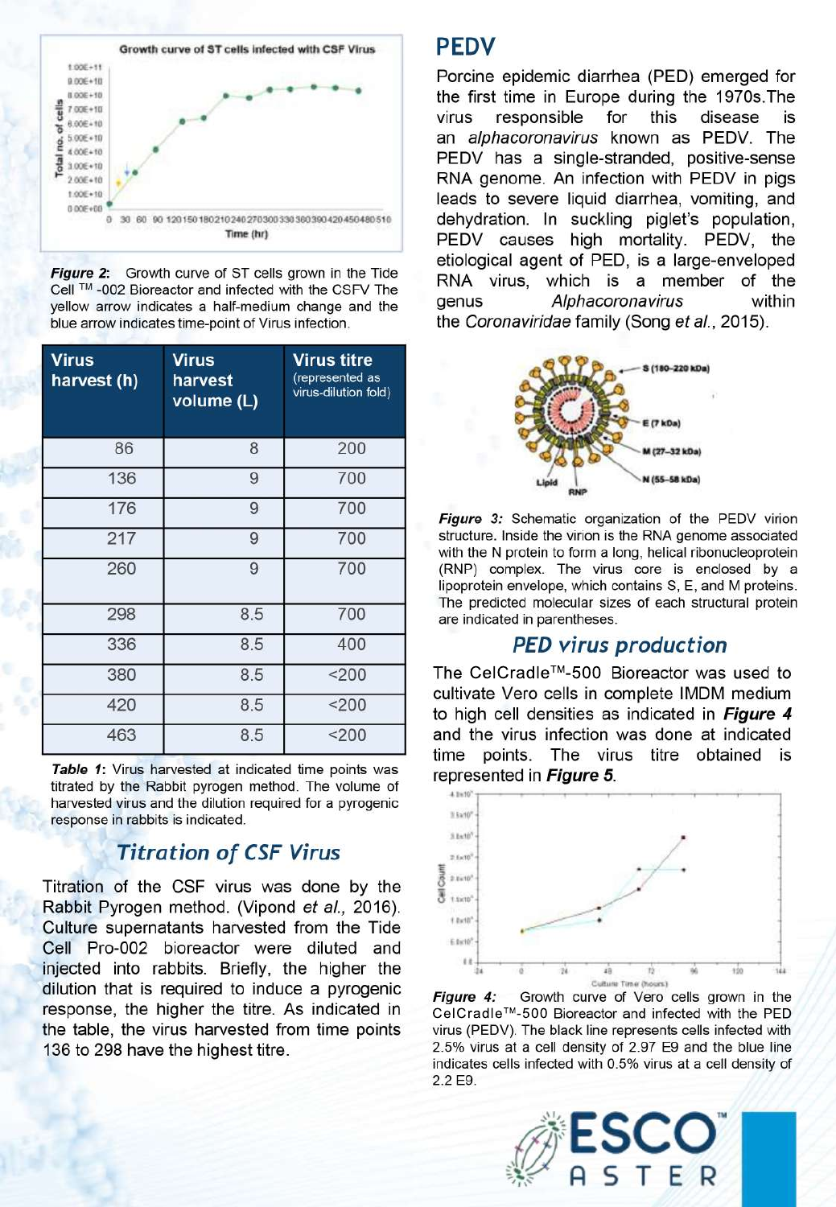*Figure 2*: Growth curve of ST cells grown in the Tide Cell ™ -002 Bioreactor and infected with the CSFV The yellow arrow indicates a half-medium change and the blue arrow indicates time-point of Virus infection.

| Virus harvest (h) | Virus harvest volume (L) | Virus titre (represented as virus-dilution fold) |
|---|---|---|
| 86 | 8 | 200 |
| 136 | 9 | 700 |
| 176 | 9 | 700 |
| 217 | 9 | 700 |
| 260 | 9 | 700 |
| 298 | 8.5 | 700 |
| 336 | 8.5 | 400 |
| 380 | 8.5 | <200 |
| 420 | 8.5 | <200 |
| 463 | 8.5 | <200 |

***Table 1***: Virus harvested at indicated time points was titrated by the Rabbit pyrogen method. The volume of harvested virus and the dilution required for a pyrogenic response in rabbits is indicated.

## *Titration of CSF Virus*

Titration of the CSF virus was done by the Rabbit Pyrogen method. (Vipond *et al.*, 2016). Culture supernatants harvested from the Tide Cell Pro-002 bioreactor were diluted and injected into rabbits. Briefly, the higher the dilution that is required to induce a pyrogenic response, the higher the titre. As indicated in the table, the virus harvested from time points 136 to 298 have the highest titre.

## PEDV

Porcine epidemic diarrhea (PED) emerged for the first time in Europe during the 1970s.The virus responsible for this disease is an *alphacoronavirus* known as PEDV. The PEDV has a single-stranded, positive-sense RNA genome. An infection with PEDV in pigs leads to severe liquid diarrhea, vomiting, and dehydration. In suckling piglet's population, PEDV causes high mortality. PEDV, the etiological agent of PED, is a large-enveloped RNA virus, which is a member of the genus *Alphacoronavirus* within the *Coronaviridae* family (Song *et al.*, 2015).

***Figure 3***: Schematic organization of the PEDV virion structure. Inside the virion is the RNA genome associated with the N protein to form a long, helical ribonucleoprotein (RNP) complex. The virus core is enclosed by a lipoprotein envelope, which contains S, E, and M proteins. The predicted molecular sizes of each structural protein are indicated in parentheses.

## *PED virus production*

The CelCradle™-500 Bioreactor was used to cultivate Vero cells in complete IMDM medium to high cell densities as indicated in ***Figure 4*** and the virus infection was done at indicated time points. The virus titre obtained is represented in ***Figure 5***.

***Figure 4***: Growth curve of Vero cells grown in the CelCradle™-500 Bioreactor and infected with the PED virus (PEDV). The black line represents cells infected with 2.5% virus at a cell density of 2.97 E9 and the blue line indicates cells infected with 0.5% virus at a cell density of 2.2 E9.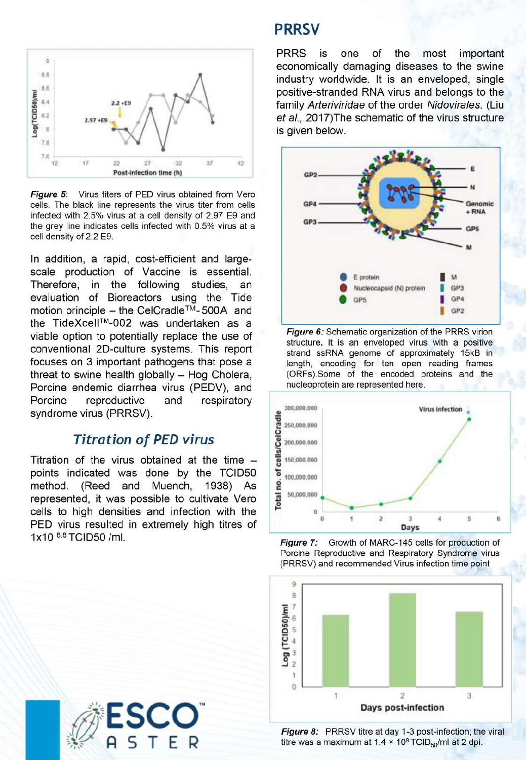*Figure 5*: Virus titers of PED virus obtained from Vero cells. The black line represents the virus titer from cells infected with 2.5% virus at a cell density of 2.97 E9 and the grey line indicates cells infected with 0.5% virus at a cell density of 2.2 E9.

In addition, a rapid, cost-efficient and large-scale production of Vaccine is essential. Therefore, in the following studies, an evaluation of Bioreactors using the Tide motion principle – the CelCradle™-500A and the TideXcell™-002 was undertaken as a viable option to potentially replace the use of conventional 2D-culture systems. This report focuses on 3 important pathogens that pose a threat to swine health globally – Hog Cholera, Porcine endemic diarrhea virus (PEDV), and Porcine reproductive and respiratory syndrome virus (PRRSV).

## Titration of PED virus

Titration of the virus obtained at the time – points indicated was done by the TCID50 method. (Reed and Muench, 1938) As represented, it was possible to cultivate Vero cells to high densities and infection with the PED virus resulted in extremely high titres of $1x10^{8.8}$ TCID50 /ml.

## PRRSV

PRRS is one of the most important economically damaging diseases to the swine industry worldwide. It is an enveloped, single positive-stranded RNA virus and belongs to the family *Arteriviridae* of the order *Nidovirales*. (Liu *et al.,* 2017)The schematic of the virus structure is given below.

***Figure 6:*** Schematic organization of the PRRS virion structure. It is an enveloped virus with a positive strand ssRNA genome of approximately 15kB in length, encoding for ten open reading frames (ORFs).Some of the encoded proteins and the nucleoprotein are represented here.

***Figure 7:*** Growth of MARC-145 cells for production of Porcine Reproductive and Respiratory Syndrome virus (PRRSV) and recommended Virus infection time point

***Figure 8:*** PRRSV titre at day 1-3 post-infection; the viral titre was a maximum at $1.4 \times 10^8$ $TCID_{50}$/ml at 2 dpi.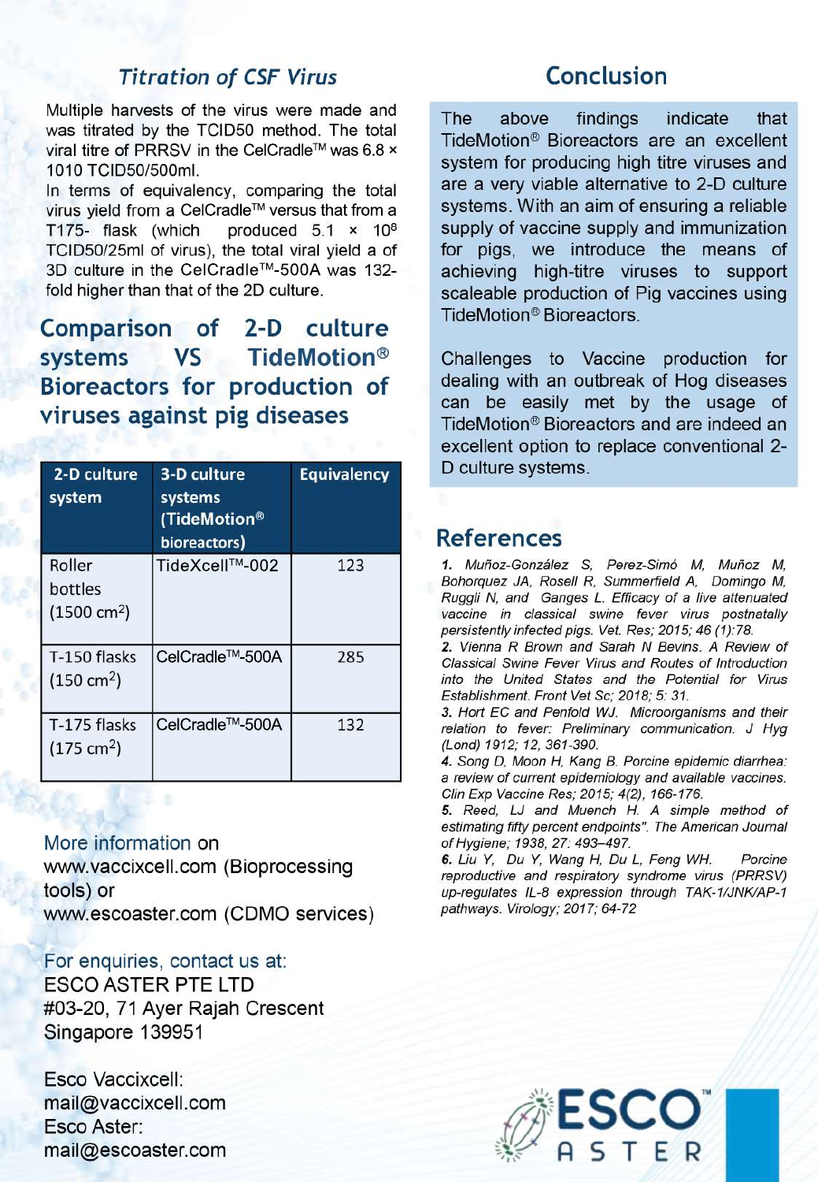## Titration of CSF Virus

Multiple harvests of the virus were made and was titrated by the TCID50 method. The total viral titre of PRRSV in the CelCradle™ was 6.8 × 1010 TCID50/500ml.

In terms of equivalency, comparing the total virus yield from a CelCradle™ versus that from a T175- flask (which produced 5.1 × $10^8$ TCID50/25ml of virus), the total viral yield a of 3D culture in the CelCradle™-500A was 132-fold higher than that of the 2D culture.

## Comparison of 2-D culture systems VS TideMotion® Bioreactors for production of viruses against pig diseases

| 2-D culture system | 3-D culture systems (TideMotion® bioreactors) | Equivalency |
|---|---|---|
| Roller bottles ($1500 \text{ cm}^2$) | TideXcell™-002 | 123 |
| T-150 flasks ($150 \text{ cm}^2$) | CelCradle™-500A | 285 |
| T-175 flasks ($175 \text{ cm}^2$) | CelCradle™-500A | 132 |

More information on
www.vaccixcell.com (Bioprocessing tools) or
www.escoaster.com (CDMO services)

For enquiries, contact us at:
ESCO ASTER PTE LTD
#03-20, 71 Ayer Rajah Crescent
Singapore 139951

Esco Vaccixcell:
mail@vaccixcell.com
Esco Aster:
mail@escoaster.com

## Conclusion

The above findings indicate that TideMotion® Bioreactors are an excellent system for producing high titre viruses and are a very viable alternative to 2-D culture systems. With an aim of ensuring a reliable supply of vaccine supply and immunization for pigs, we introduce the means of achieving high-titre viruses to support scaleable production of Pig vaccines using TideMotion® Bioreactors.

Challenges to Vaccine production for dealing with an outbreak of Hog diseases can be easily met by the usage of TideMotion® Bioreactors and are indeed an excellent option to replace conventional 2-D culture systems.

## References

1. *Muñoz-González S, Perez-Simó M, Muñoz M, Bohorquez JA, Rosell R, Summerfield A, Domingo M, Ruggli N, and Ganges L. Efficacy of a live attenuated vaccine in classical swine fever virus postnatally persistently infected pigs. Vet. Res; 2015; 46 (1):78.*
2. *Vienna R Brown and Sarah N Bevins. A Review of Classical Swine Fever Virus and Routes of Introduction into the United States and the Potential for Virus Establishment. Front Vet Sc; 2018; 5: 31.*
3. *Hort EC and Penfold WJ. Microorganisms and their relation to fever: Preliminary communication. J Hyg (Lond) 1912; 12, 361-390.*
4. *Song D, Moon H, Kang B. Porcine epidemic diarrhea: a review of current epidemiology and available vaccines. Clin Exp Vaccine Res; 2015; 4(2), 166-176.*
5. *Reed, LJ and Muench H. A simple method of estimating fifty percent endpoints". The American Journal of Hygiene; 1938, 27: 493–497.*
6. *Liu Y, Du Y, Wang H, Du L, Feng WH. Porcine reproductive and respiratory syndrome virus (PRRSV) up-regulates IL-8 expression through TAK-1/JNK/AP-1 pathways. Virology; 2017; 64-72*

ESCO ASTER